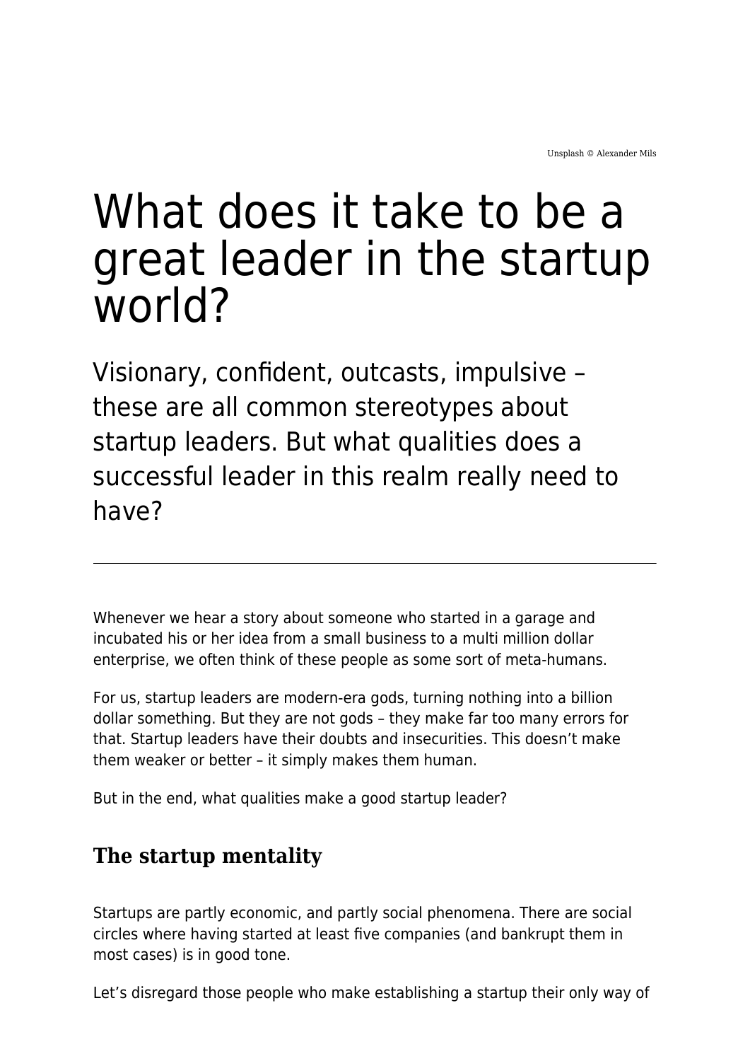Unsplash © Alexander Mils

# What does it take to be a great leader in the startup world?

Visionary, confident, outcasts, impulsive – these are all common stereotypes about startup leaders. But what qualities does a successful leader in this realm really need to have?

---

Whenever we hear a story about someone who started in a garage and incubated his or her idea from a small business to a multi million dollar enterprise, we often think of these people as some sort of meta-humans.

For us, startup leaders are modern-era gods, turning nothing into a billion dollar something. But they are not gods – they make far too many errors for that. Startup leaders have their doubts and insecurities. This doesn't make them weaker or better – it simply makes them human.

But in the end, what qualities make a good startup leader?

## The startup mentality

Startups are partly economic, and partly social phenomena. There are social circles where having started at least five companies (and bankrupt them in most cases) is in good tone.

Let's disregard those people who make establishing a startup their only way of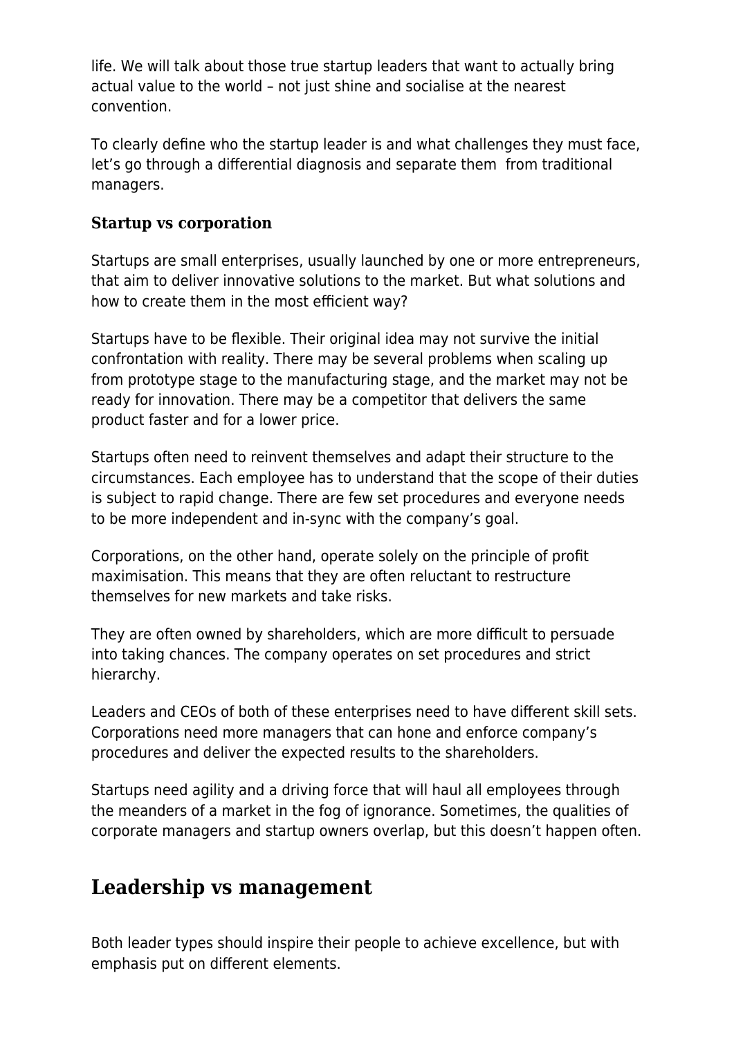life. We will talk about those true startup leaders that want to actually bring actual value to the world – not just shine and socialise at the nearest convention.

To clearly define who the startup leader is and what challenges they must face, let's go through a differential diagnosis and separate them from traditional managers.

### Startup vs corporation

Startups are small enterprises, usually launched by one or more entrepreneurs, that aim to deliver innovative solutions to the market. But what solutions and how to create them in the most efficient way?

Startups have to be flexible. Their original idea may not survive the initial confrontation with reality. There may be several problems when scaling up from prototype stage to the manufacturing stage, and the market may not be ready for innovation. There may be a competitor that delivers the same product faster and for a lower price.

Startups often need to reinvent themselves and adapt their structure to the circumstances. Each employee has to understand that the scope of their duties is subject to rapid change. There are few set procedures and everyone needs to be more independent and in-sync with the company's goal.

Corporations, on the other hand, operate solely on the principle of profit maximisation. This means that they are often reluctant to restructure themselves for new markets and take risks.

They are often owned by shareholders, which are more difficult to persuade into taking chances. The company operates on set procedures and strict hierarchy.

Leaders and CEOs of both of these enterprises need to have different skill sets. Corporations need more managers that can hone and enforce company's procedures and deliver the expected results to the shareholders.

Startups need agility and a driving force that will haul all employees through the meanders of a market in the fog of ignorance. Sometimes, the qualities of corporate managers and startup owners overlap, but this doesn't happen often.

## Leadership vs management

Both leader types should inspire their people to achieve excellence, but with emphasis put on different elements.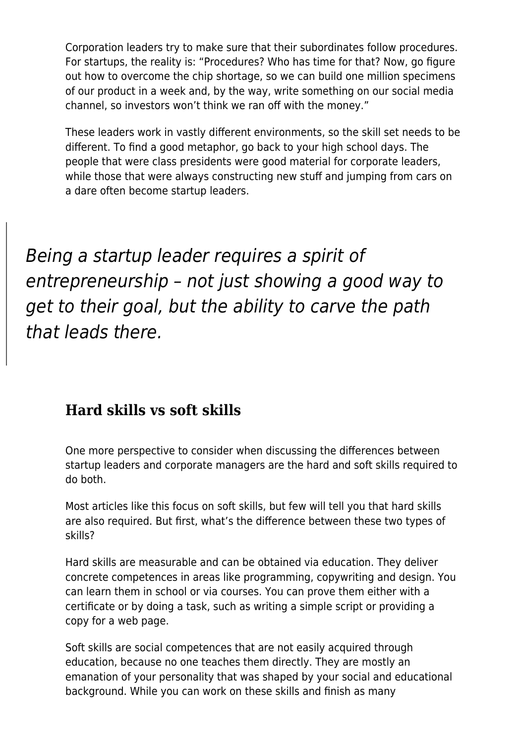Corporation leaders try to make sure that their subordinates follow procedures. For startups, the reality is: “Procedures? Who has time for that? Now, go figure out how to overcome the chip shortage, so we can build one million specimens of our product in a week and, by the way, write something on our social media channel, so investors won’t think we ran off with the money.”

These leaders work in vastly different environments, so the skill set needs to be different. To find a good metaphor, go back to your high school days. The people that were class presidents were good material for corporate leaders, while those that were always constructing new stuff and jumping from cars on a dare often become startup leaders.

> *Being a startup leader requires a spirit of entrepreneurship – not just showing a good way to get to their goal, but the ability to carve the path that leads there.*

## Hard skills vs soft skills

One more perspective to consider when discussing the differences between startup leaders and corporate managers are the hard and soft skills required to do both.

Most articles like this focus on soft skills, but few will tell you that hard skills are also required. But first, what’s the difference between these two types of skills?

Hard skills are measurable and can be obtained via education. They deliver concrete competences in areas like programming, copywriting and design. You can learn them in school or via courses. You can prove them either with a certificate or by doing a task, such as writing a simple script or providing a copy for a web page.

Soft skills are social competences that are not easily acquired through education, because no one teaches them directly. They are mostly an emanation of your personality that was shaped by your social and educational background. While you can work on these skills and finish as many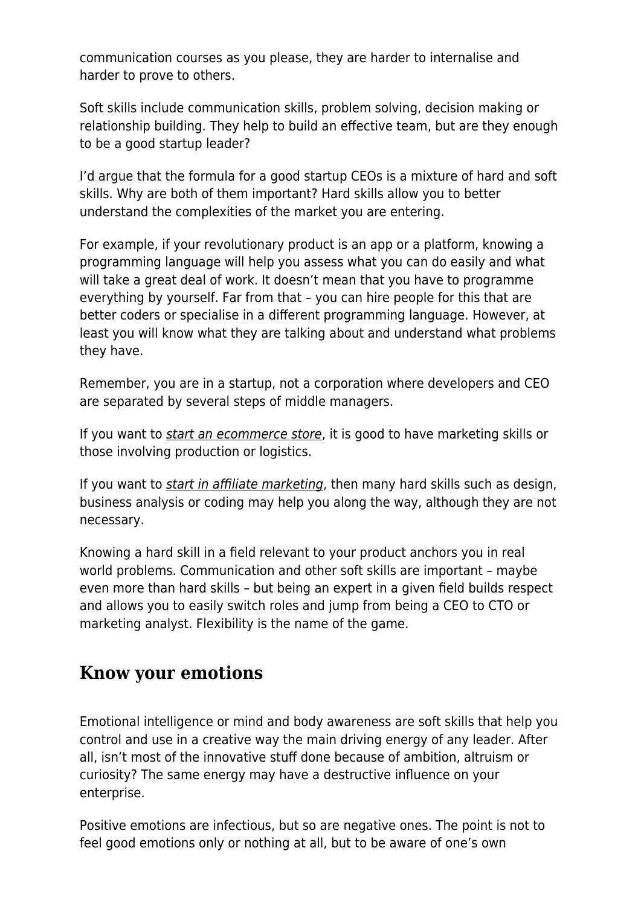communication courses as you please, they are harder to internalise and harder to prove to others.

Soft skills include communication skills, problem solving, decision making or relationship building. They help to build an effective team, but are they enough to be a good startup leader?

I'd argue that the formula for a good startup CEOs is a mixture of hard and soft skills. Why are both of them important? Hard skills allow you to better understand the complexities of the market you are entering.

For example, if your revolutionary product is an app or a platform, knowing a programming language will help you assess what you can do easily and what will take a great deal of work. It doesn't mean that you have to programme everything by yourself. Far from that – you can hire people for this that are better coders or specialise in a different programming language. However, at least you will know what they are talking about and understand what problems they have.

Remember, you are in a startup, not a corporation where developers and CEO are separated by several steps of middle managers.

If you want to *start an ecommerce store*, it is good to have marketing skills or those involving production or logistics.

If you want to *start in affiliate marketing*, then many hard skills such as design, business analysis or coding may help you along the way, although they are not necessary.

Knowing a hard skill in a field relevant to your product anchors you in real world problems. Communication and other soft skills are important – maybe even more than hard skills – but being an expert in a given field builds respect and allows you to easily switch roles and jump from being a CEO to CTO or marketing analyst. Flexibility is the name of the game.

## Know your emotions

Emotional intelligence or mind and body awareness are soft skills that help you control and use in a creative way the main driving energy of any leader. After all, isn't most of the innovative stuff done because of ambition, altruism or curiosity? The same energy may have a destructive influence on your enterprise.

Positive emotions are infectious, but so are negative ones. The point is not to feel good emotions only or nothing at all, but to be aware of one's own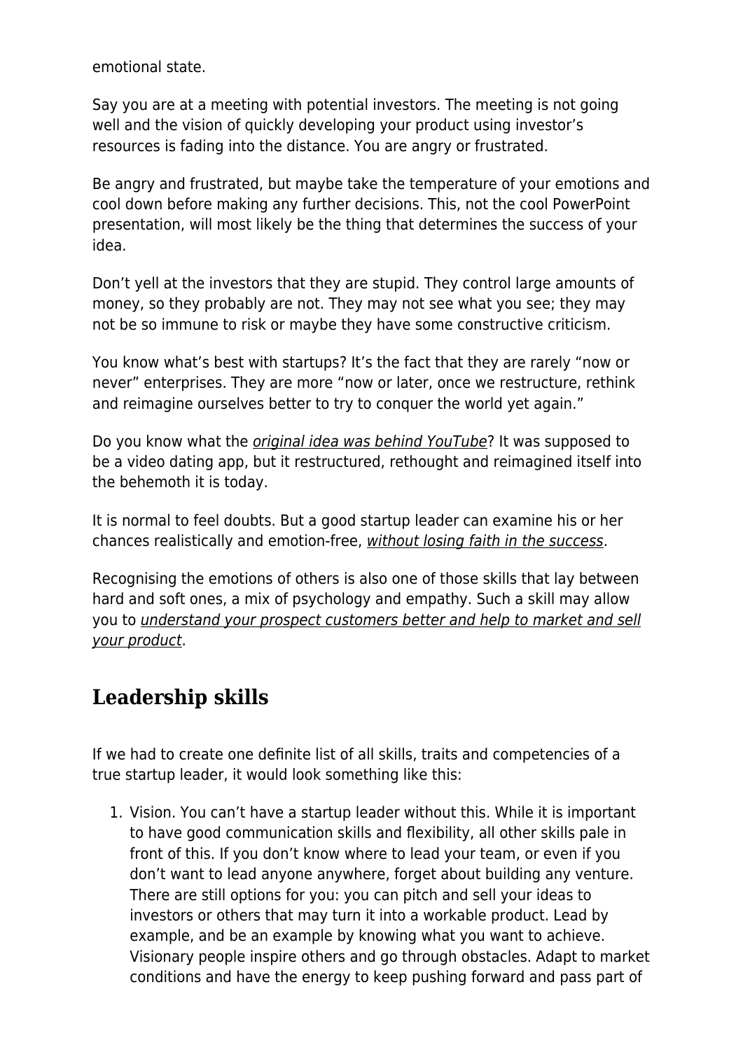emotional state.

Say you are at a meeting with potential investors. The meeting is not going well and the vision of quickly developing your product using investor's resources is fading into the distance. You are angry or frustrated.

Be angry and frustrated, but maybe take the temperature of your emotions and cool down before making any further decisions. This, not the cool PowerPoint presentation, will most likely be the thing that determines the success of your idea.

Don't yell at the investors that they are stupid. They control large amounts of money, so they probably are not. They may not see what you see; they may not be so immune to risk or maybe they have some constructive criticism.

You know what's best with startups? It's the fact that they are rarely "now or never" enterprises. They are more "now or later, once we restructure, rethink and reimagine ourselves better to try to conquer the world yet again."

Do you know what the *original idea was behind YouTube*? It was supposed to be a video dating app, but it restructured, rethought and reimagined itself into the behemoth it is today.

It is normal to feel doubts. But a good startup leader can examine his or her chances realistically and emotion-free, *without losing faith in the success*.

Recognising the emotions of others is also one of those skills that lay between hard and soft ones, a mix of psychology and empathy. Such a skill may allow you to *understand your prospect customers better and help to market and sell your product*.

## Leadership skills

If we had to create one definite list of all skills, traits and competencies of a true startup leader, it would look something like this:

1. Vision. You can't have a startup leader without this. While it is important to have good communication skills and flexibility, all other skills pale in front of this. If you don't know where to lead your team, or even if you don't want to lead anyone anywhere, forget about building any venture. There are still options for you: you can pitch and sell your ideas to investors or others that may turn it into a workable product. Lead by example, and be an example by knowing what you want to achieve. Visionary people inspire others and go through obstacles. Adapt to market conditions and have the energy to keep pushing forward and pass part of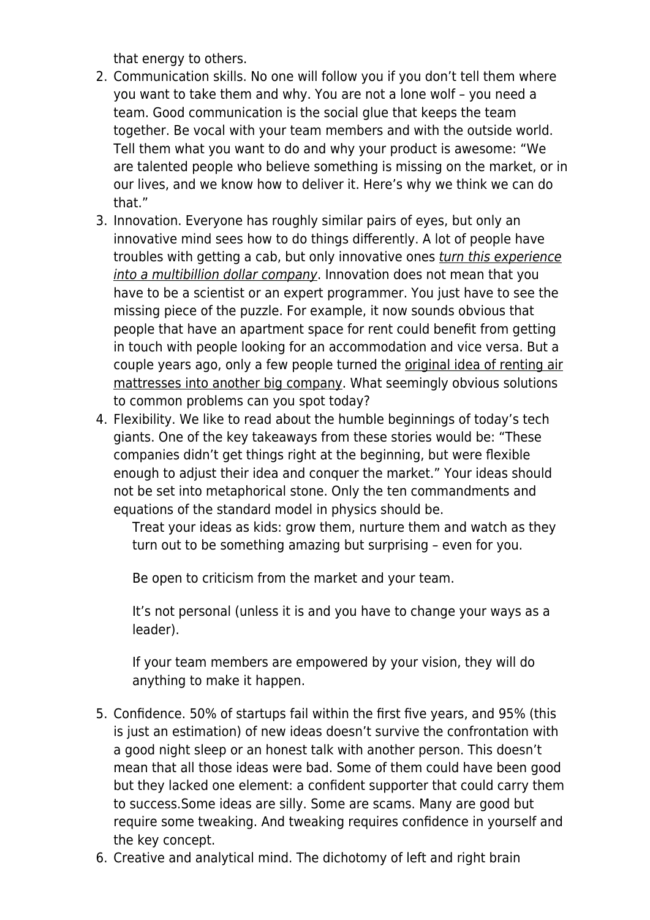that energy to others.

2. Communication skills. No one will follow you if you don't tell them where you want to take them and why. You are not a lone wolf – you need a team. Good communication is the social glue that keeps the team together. Be vocal with your team members and with the outside world. Tell them what you want to do and why your product is awesome: "We are talented people who believe something is missing on the market, or in our lives, and we know how to deliver it. Here's why we think we can do that."
3. Innovation. Everyone has roughly similar pairs of eyes, but only an innovative mind sees how to do things differently. A lot of people have troubles with getting a cab, but only innovative ones *turn this experience into a multibillion dollar company*. Innovation does not mean that you have to be a scientist or an expert programmer. You just have to see the missing piece of the puzzle. For example, it now sounds obvious that people that have an apartment space for rent could benefit from getting in touch with people looking for an accommodation and vice versa. But a couple years ago, only a few people turned the original idea of renting air mattresses into another big company. What seemingly obvious solutions to common problems can you spot today?
4. Flexibility. We like to read about the humble beginnings of today's tech giants. One of the key takeaways from these stories would be: "These companies didn't get things right at the beginning, but were flexible enough to adjust their idea and conquer the market." Your ideas should not be set into metaphorical stone. Only the ten commandments and equations of the standard model in physics should be.

   Treat your ideas as kids: grow them, nurture them and watch as they turn out to be something amazing but surprising – even for you.

   Be open to criticism from the market and your team.

   It's not personal (unless it is and you have to change your ways as a leader).

   If your team members are empowered by your vision, they will do anything to make it happen.

5. Confidence. 50% of startups fail within the first five years, and 95% (this is just an estimation) of new ideas doesn't survive the confrontation with a good night sleep or an honest talk with another person. This doesn't mean that all those ideas were bad. Some of them could have been good but they lacked one element: a confident supporter that could carry them to success.Some ideas are silly. Some are scams. Many are good but require some tweaking. And tweaking requires confidence in yourself and the key concept.
6. Creative and analytical mind. The dichotomy of left and right brain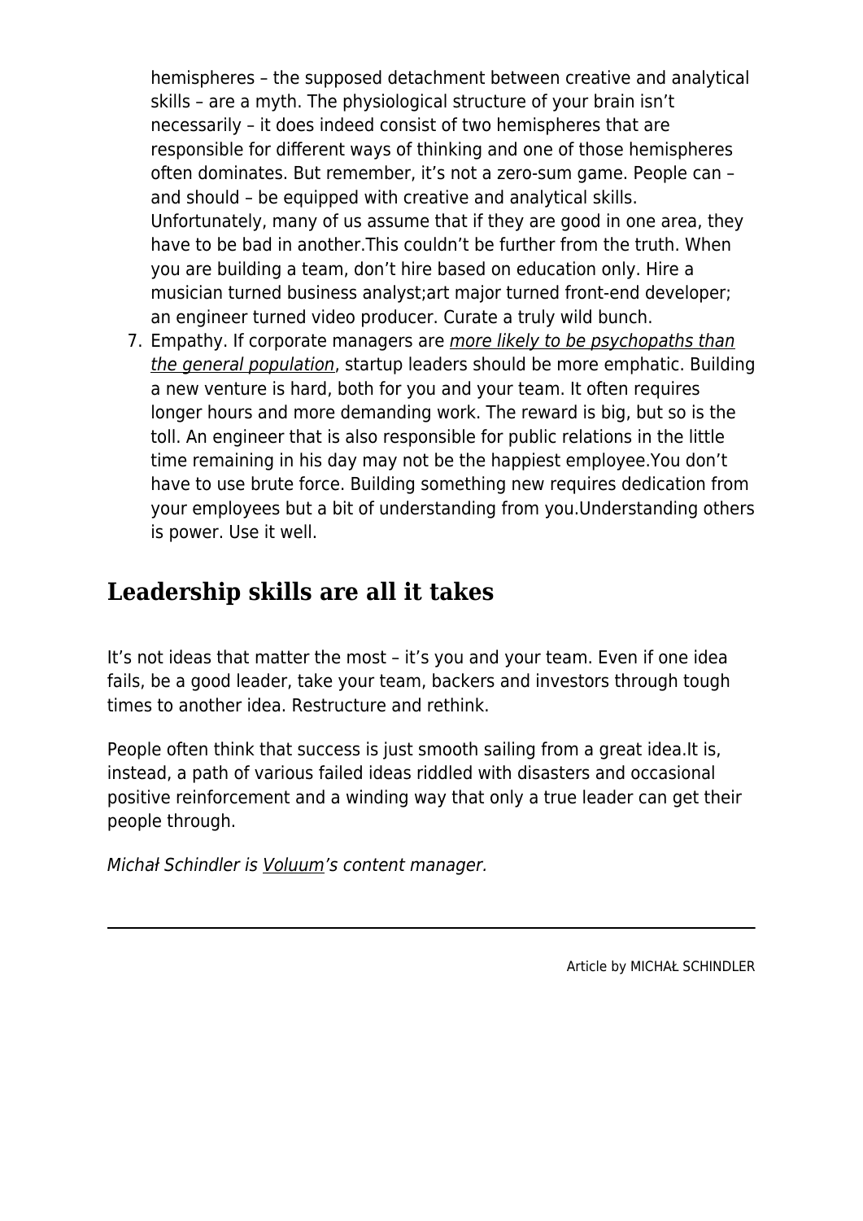hemispheres – the supposed detachment between creative and analytical skills – are a myth. The physiological structure of your brain isn't necessarily – it does indeed consist of two hemispheres that are responsible for different ways of thinking and one of those hemispheres often dominates. But remember, it's not a zero-sum game. People can – and should – be equipped with creative and analytical skills. Unfortunately, many of us assume that if they are good in one area, they have to be bad in another.This couldn't be further from the truth. When you are building a team, don't hire based on education only. Hire a musician turned business analyst;art major turned front-end developer; an engineer turned video producer. Curate a truly wild bunch.

7. Empathy. If corporate managers are *more likely to be psychopaths than the general population*, startup leaders should be more emphatic. Building a new venture is hard, both for you and your team. It often requires longer hours and more demanding work. The reward is big, but so is the toll. An engineer that is also responsible for public relations in the little time remaining in his day may not be the happiest employee.You don't have to use brute force. Building something new requires dedication from your employees but a bit of understanding from you.Understanding others is power. Use it well.

## Leadership skills are all it takes

It's not ideas that matter the most – it's you and your team. Even if one idea fails, be a good leader, take your team, backers and investors through tough times to another idea. Restructure and rethink.

People often think that success is just smooth sailing from a great idea.It is, instead, a path of various failed ideas riddled with disasters and occasional positive reinforcement and a winding way that only a true leader can get their people through.

*Michał Schindler is Voluum's content manager.*

---

Article by MICHAŁ SCHINDLER